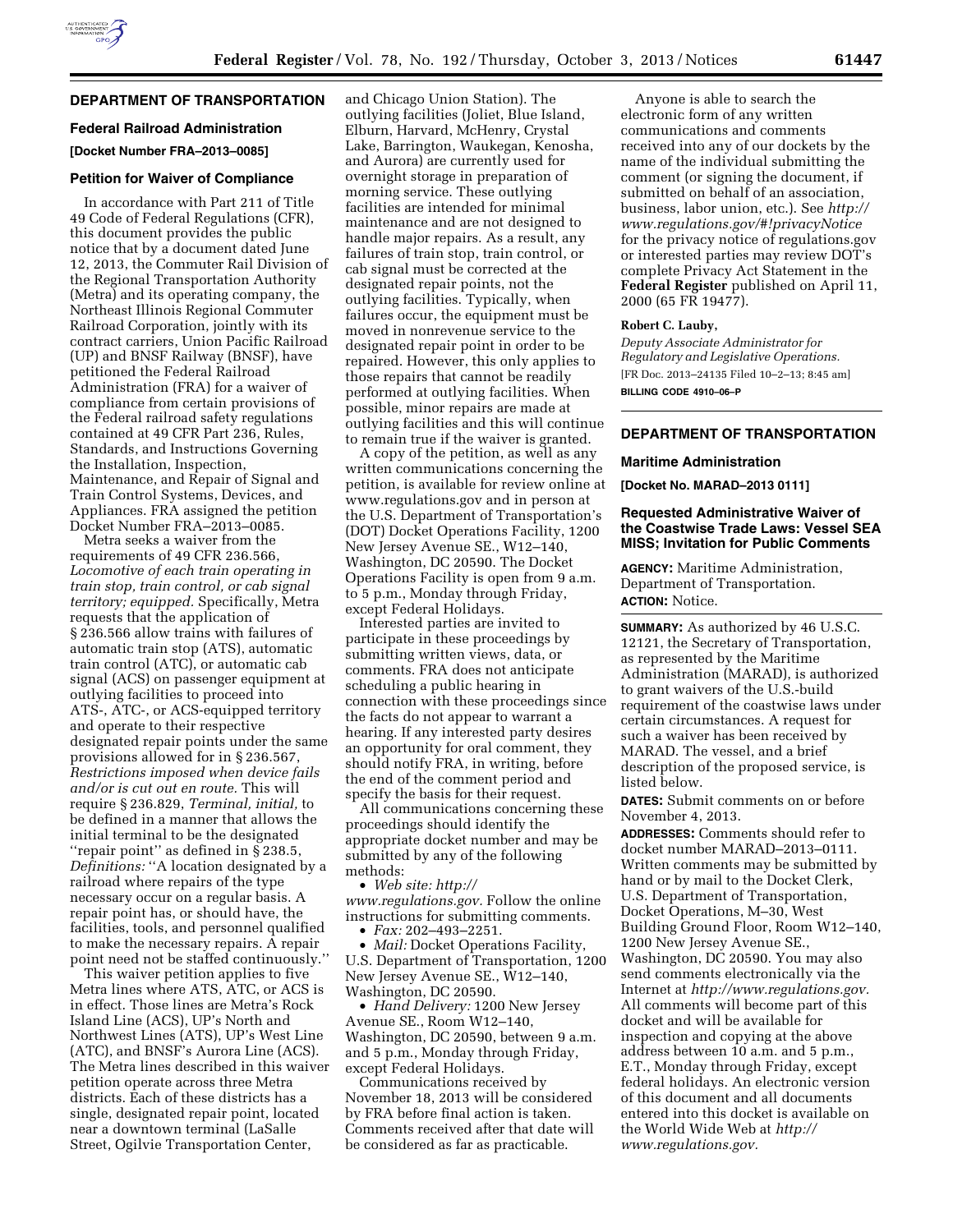## DEPARTMENT OF TRANSPORTATION

### Federal Railroad Administration

**[Docket Number FRA–2013–0085]**

### Petition for Waiver of Compliance

In accordance with Part 211 of Title 49 Code of Federal Regulations (CFR), this document provides the public notice that by a document dated June 12, 2013, the Commuter Rail Division of the Regional Transportation Authority (Metra) and its operating company, the Northeast Illinois Regional Commuter Railroad Corporation, jointly with its contract carriers, Union Pacific Railroad (UP) and BNSF Railway (BNSF), have petitioned the Federal Railroad Administration (FRA) for a waiver of compliance from certain provisions of the Federal railroad safety regulations contained at 49 CFR Part 236, Rules, Standards, and Instructions Governing the Installation, Inspection, Maintenance, and Repair of Signal and Train Control Systems, Devices, and Appliances. FRA assigned the petition Docket Number FRA–2013–0085.

Metra seeks a waiver from the requirements of 49 CFR 236.566, *Locomotive of each train operating in train stop, train control, or cab signal territory; equipped.* Specifically, Metra requests that the application of § 236.566 allow trains with failures of automatic train stop (ATS), automatic train control (ATC), or automatic cab signal (ACS) on passenger equipment at outlying facilities to proceed into ATS-, ATC-, or ACS-equipped territory and operate to their respective designated repair points under the same provisions allowed for in § 236.567, *Restrictions imposed when device fails and/or is cut out en route.* This will require § 236.829, *Terminal, initial,* to be defined in a manner that allows the initial terminal to be the designated ''repair point'' as defined in § 238.5, *Definitions:* ''A location designated by a railroad where repairs of the type necessary occur on a regular basis. A repair point has, or should have, the facilities, tools, and personnel qualified to make the necessary repairs. A repair point need not be staffed continuously.''

This waiver petition applies to five Metra lines where ATS, ATC, or ACS is in effect. Those lines are Metra's Rock Island Line (ACS), UP's North and Northwest Lines (ATS), UP's West Line (ATC), and BNSF's Aurora Line (ACS). The Metra lines described in this waiver petition operate across three Metra districts. Each of these districts has a single, designated repair point, located near a downtown terminal (LaSalle Street, Ogilvie Transportation Center, and Chicago Union Station). The outlying facilities (Joliet, Blue Island, Elburn, Harvard, McHenry, Crystal Lake, Barrington, Waukegan, Kenosha, and Aurora) are currently used for overnight storage in preparation of morning service. These outlying facilities are intended for minimal maintenance and are not designed to handle major repairs. As a result, any failures of train stop, train control, or cab signal must be corrected at the designated repair points, not the outlying facilities. Typically, when failures occur, the equipment must be moved in nonrevenue service to the designated repair point in order to be repaired. However, this only applies to those repairs that cannot be readily performed at outlying facilities. When possible, minor repairs are made at outlying facilities and this will continue to remain true if the waiver is granted.

A copy of the petition, as well as any written communications concerning the petition, is available for review online at www.regulations.gov and in person at the U.S. Department of Transportation's (DOT) Docket Operations Facility, 1200 New Jersey Avenue SE., W12–140, Washington, DC 20590. The Docket Operations Facility is open from 9 a.m. to 5 p.m., Monday through Friday, except Federal Holidays.

Interested parties are invited to participate in these proceedings by submitting written views, data, or comments. FRA does not anticipate scheduling a public hearing in connection with these proceedings since the facts do not appear to warrant a hearing. If any interested party desires an opportunity for oral comment, they should notify FRA, in writing, before the end of the comment period and specify the basis for their request.

All communications concerning these proceedings should identify the appropriate docket number and may be submitted by any of the following methods:

- *Web site: http://www.regulations.gov.* Follow the online instructions for submitting comments.
- *Fax:* 202–493–2251.
- *Mail:* Docket Operations Facility, U.S. Department of Transportation, 1200 New Jersey Avenue SE., W12–140, Washington, DC 20590.
- *Hand Delivery:* 1200 New Jersey Avenue SE., Room W12–140, Washington, DC 20590, between 9 a.m. and 5 p.m., Monday through Friday, except Federal Holidays.

Communications received by November 18, 2013 will be considered by FRA before final action is taken. Comments received after that date will be considered as far as practicable.

Anyone is able to search the electronic form of any written communications and comments received into any of our dockets by the name of the individual submitting the comment (or signing the document, if submitted on behalf of an association, business, labor union, etc.). See *http://www.regulations.gov/#!privacyNotice* for the privacy notice of regulations.gov or interested parties may review DOT's complete Privacy Act Statement in the **Federal Register** published on April 11, 2000 (65 FR 19477).

**Robert C. Lauby,**

*Deputy Associate Administrator for Regulatory and Legislative Operations.*

[FR Doc. 2013–24135 Filed 10–2–13; 8:45 am]

**BILLING CODE 4910–06–P**

## DEPARTMENT OF TRANSPORTATION

### Maritime Administration

**[Docket No. MARAD–2013 0111]**

### Requested Administrative Waiver of the Coastwise Trade Laws: Vessel SEA MISS; Invitation for Public Comments

**AGENCY:** Maritime Administration, Department of Transportation.

**ACTION:** Notice.

**SUMMARY:** As authorized by 46 U.S.C. 12121, the Secretary of Transportation, as represented by the Maritime Administration (MARAD), is authorized to grant waivers of the U.S.-build requirement of the coastwise laws under certain circumstances. A request for such a waiver has been received by MARAD. The vessel, and a brief description of the proposed service, is listed below.

**DATES:** Submit comments on or before November 4, 2013.

**ADDRESSES:** Comments should refer to docket number MARAD–2013–0111. Written comments may be submitted by hand or by mail to the Docket Clerk, U.S. Department of Transportation, Docket Operations, M–30, West Building Ground Floor, Room W12–140, 1200 New Jersey Avenue SE., Washington, DC 20590. You may also send comments electronically via the Internet at *http://www.regulations.gov.* All comments will become part of this docket and will be available for inspection and copying at the above address between 10 a.m. and 5 p.m., E.T., Monday through Friday, except federal holidays. An electronic version of this document and all documents entered into this docket is available on the World Wide Web at *http://www.regulations.gov.*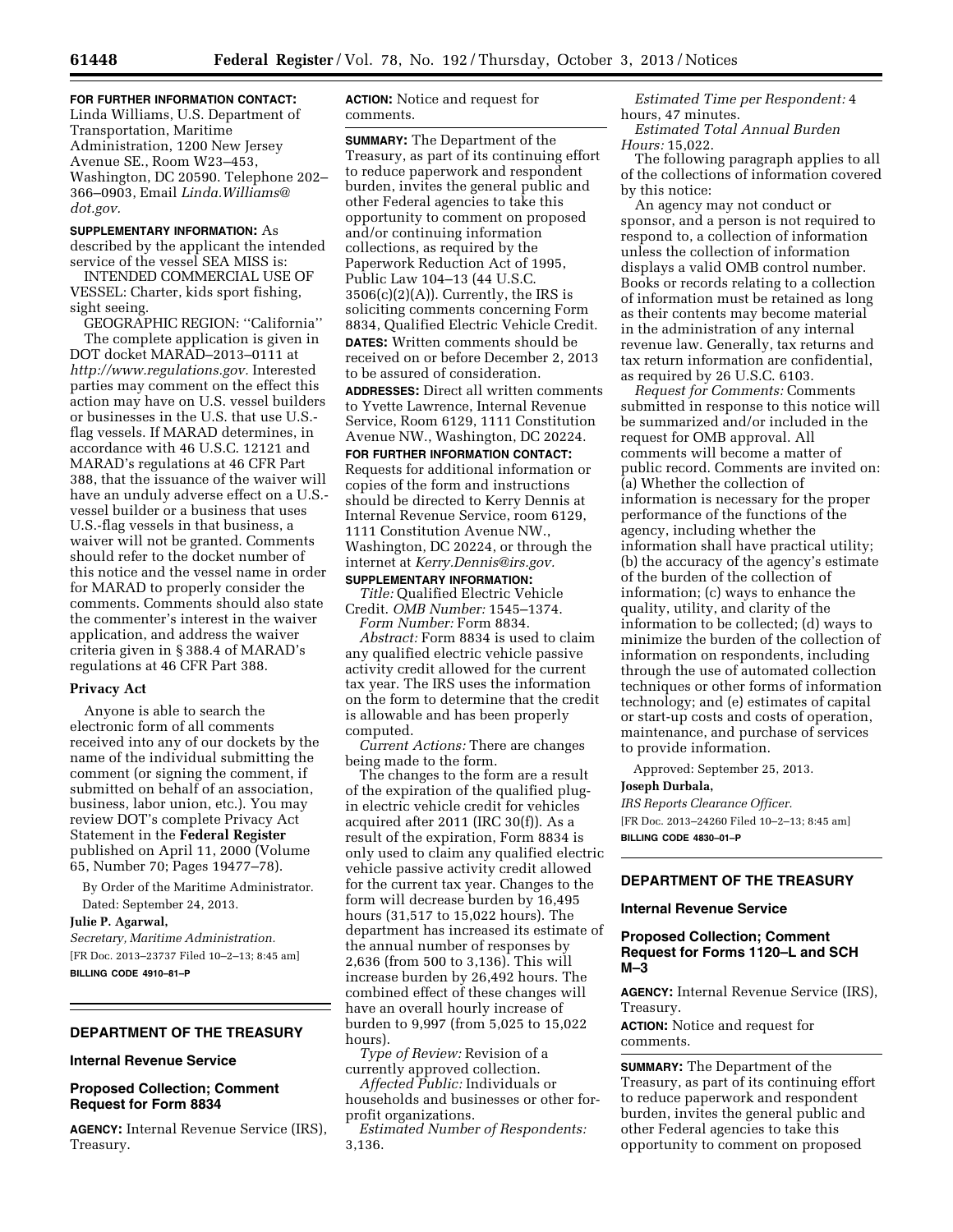**FOR FURTHER INFORMATION CONTACT:** Linda Williams, U.S. Department of Transportation, Maritime Administration, 1200 New Jersey Avenue SE., Room W23–453, Washington, DC 20590. Telephone 202–366–0903, Email *Linda.Williams@dot.gov.*

**SUPPLEMENTARY INFORMATION:** As described by the applicant the intended service of the vessel SEA MISS is:

INTENDED COMMERCIAL USE OF VESSEL: Charter, kids sport fishing, sight seeing.

GEOGRAPHIC REGION: ''California''

The complete application is given in DOT docket MARAD–2013–0111 at *http://www.regulations.gov.* Interested parties may comment on the effect this action may have on U.S. vessel builders or businesses in the U.S. that use U.S.-flag vessels. If MARAD determines, in accordance with 46 U.S.C. 12121 and MARAD's regulations at 46 CFR Part 388, that the issuance of the waiver will have an unduly adverse effect on a U.S.-vessel builder or a business that uses U.S.-flag vessels in that business, a waiver will not be granted. Comments should refer to the docket number of this notice and the vessel name in order for MARAD to properly consider the comments. Comments should also state the commenter's interest in the waiver application, and address the waiver criteria given in § 388.4 of MARAD's regulations at 46 CFR Part 388.

### Privacy Act

Anyone is able to search the electronic form of all comments received into any of our dockets by the name of the individual submitting the comment (or signing the comment, if submitted on behalf of an association, business, labor union, etc.). You may review DOT's complete Privacy Act Statement in the **Federal Register** published on April 11, 2000 (Volume 65, Number 70; Pages 19477–78).

By Order of the Maritime Administrator.

Dated: September 24, 2013.

**Julie P. Agarwal,**

*Secretary, Maritime Administration.*

[FR Doc. 2013–23737 Filed 10–2–13; 8:45 am]

**BILLING CODE 4910–81–P**

## DEPARTMENT OF THE TREASURY

### Internal Revenue Service

### Proposed Collection; Comment Request for Form 8834

**AGENCY:** Internal Revenue Service (IRS), Treasury.

**ACTION:** Notice and request for comments.

**SUMMARY:** The Department of the Treasury, as part of its continuing effort to reduce paperwork and respondent burden, invites the general public and other Federal agencies to take this opportunity to comment on proposed and/or continuing information collections, as required by the Paperwork Reduction Act of 1995, Public Law 104–13 (44 U.S.C. 3506(c)(2)(A)). Currently, the IRS is soliciting comments concerning Form 8834, Qualified Electric Vehicle Credit.

**DATES:** Written comments should be received on or before December 2, 2013 to be assured of consideration.

**ADDRESSES:** Direct all written comments to Yvette Lawrence, Internal Revenue Service, Room 6129, 1111 Constitution Avenue NW., Washington, DC 20224.

**FOR FURTHER INFORMATION CONTACT:** Requests for additional information or copies of the form and instructions should be directed to Kerry Dennis at Internal Revenue Service, room 6129, 1111 Constitution Avenue NW., Washington, DC 20224, or through the internet at *Kerry.Dennis@irs.gov.*

**SUPPLEMENTARY INFORMATION:**

*Title:* Qualified Electric Vehicle Credit. *OMB Number:* 1545–1374.

*Form Number:* Form 8834.

*Abstract:* Form 8834 is used to claim any qualified electric vehicle passive activity credit allowed for the current tax year. The IRS uses the information on the form to determine that the credit is allowable and has been properly computed.

*Current Actions:* There are changes being made to the form.

The changes to the form are a result of the expiration of the qualified plug-in electric vehicle credit for vehicles acquired after 2011 (IRC 30(f)). As a result of the expiration, Form 8834 is only used to claim any qualified electric vehicle passive activity credit allowed for the current tax year. Changes to the form will decrease burden by 16,495 hours (31,517 to 15,022 hours). The department has increased its estimate of the annual number of responses by 2,636 (from 500 to 3,136). This will increase burden by 26,492 hours. The combined effect of these changes will have an overall hourly increase of burden to 9,997 (from 5,025 to 15,022 hours).

*Type of Review:* Revision of a currently approved collection.

*Affected Public:* Individuals or households and businesses or other for-profit organizations.

*Estimated Number of Respondents:* 3,136.

*Estimated Time per Respondent:* 4 hours, 47 minutes.

*Estimated Total Annual Burden Hours:* 15,022.

The following paragraph applies to all of the collections of information covered by this notice:

An agency may not conduct or sponsor, and a person is not required to respond to, a collection of information unless the collection of information displays a valid OMB control number. Books or records relating to a collection of information must be retained as long as their contents may become material in the administration of any internal revenue law. Generally, tax returns and tax return information are confidential, as required by 26 U.S.C. 6103.

*Request for Comments:* Comments submitted in response to this notice will be summarized and/or included in the request for OMB approval. All comments will become a matter of public record. Comments are invited on: (a) Whether the collection of information is necessary for the proper performance of the functions of the agency, including whether the information shall have practical utility; (b) the accuracy of the agency's estimate of the burden of the collection of information; (c) ways to enhance the quality, utility, and clarity of the information to be collected; (d) ways to minimize the burden of the collection of information on respondents, including through the use of automated collection techniques or other forms of information technology; and (e) estimates of capital or start-up costs and costs of operation, maintenance, and purchase of services to provide information.

Approved: September 25, 2013.

**Joseph Durbala,**

*IRS Reports Clearance Officer.*

[FR Doc. 2013–24260 Filed 10–2–13; 8:45 am]

**BILLING CODE 4830–01–P**

## DEPARTMENT OF THE TREASURY

### Internal Revenue Service

### Proposed Collection; Comment Request for Forms 1120–L and SCH M–3

**AGENCY:** Internal Revenue Service (IRS), Treasury.

**ACTION:** Notice and request for comments.

**SUMMARY:** The Department of the Treasury, as part of its continuing effort to reduce paperwork and respondent burden, invites the general public and other Federal agencies to take this opportunity to comment on proposed